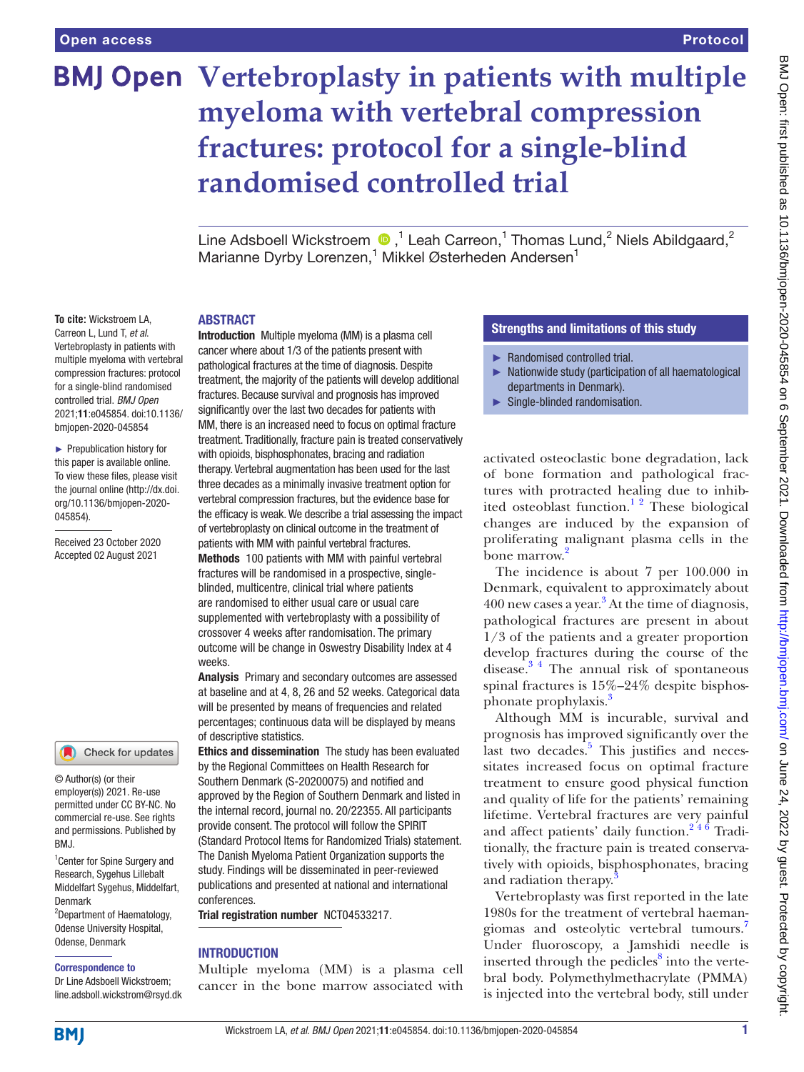# Vertebroplasty in patients with multiple myeloma with vertebral compression fractures: protocol for a single-blind randomised controlled trial

Line Adsboell Wickstroem,[1] Leah Carreon,[1] Thomas Lund,[2] Niels Abildgaard,[2] Marianne Dyrby Lorenzen,[1] Mikkel Østerheden Andersen[1]

**To cite:** Wickstroem LA, Carreon L, Lund T, *et al*. Vertebroplasty in patients with multiple myeloma with vertebral compression fractures: protocol for a single-blind randomised controlled trial. *BMJ Open* 2021;**11**:e045854. doi:10.1136/bmjopen-2020-045854

► Prepublication history for this paper is available online. To view these files, please visit the journal online (http://dx.doi.org/10.1136/bmjopen-2020-045854).

Received 23 October 2020
Accepted 02 August 2021

© Author(s) (or their employer(s)) 2021. Re-use permitted under CC BY-NC. No commercial re-use. See rights and permissions. Published by BMJ.

[1]Center for Spine Surgery and Research, Sygehus Lillebalt Middelfart Sygehus, Middelfart, Denmark
[2]Department of Haematology, Odense University Hospital, Odense, Denmark

**Correspondence to**
Dr Line Adsboell Wickstroem; line.adsboll.wickstrom@rsyd.dk

## ABSTRACT

**Introduction** Multiple myeloma (MM) is a plasma cell cancer where about 1/3 of the patients present with pathological fractures at the time of diagnosis. Despite treatment, the majority of the patients will develop additional fractures. Because survival and prognosis has improved significantly over the last two decades for patients with MM, there is an increased need to focus on optimal fracture treatment. Traditionally, fracture pain is treated conservatively with opioids, bisphosphonates, bracing and radiation therapy. Vertebral augmentation has been used for the last three decades as a minimally invasive treatment option for vertebral compression fractures, but the evidence base for the efficacy is weak. We describe a trial assessing the impact of vertebroplasty on clinical outcome in the treatment of patients with MM with painful vertebral fractures.

**Methods** 100 patients with MM with painful vertebral fractures will be randomised in a prospective, single-blinded, multicentre, clinical trial where patients are randomised to either usual care or usual care supplemented with vertebroplasty with a possibility of crossover 4 weeks after randomisation. The primary outcome will be change in Oswestry Disability Index at 4 weeks.

**Analysis** Primary and secondary outcomes are assessed at baseline and at 4, 8, 26 and 52 weeks. Categorical data will be presented by means of frequencies and related percentages; continuous data will be displayed by means of descriptive statistics.

**Ethics and dissemination** The study has been evaluated by the Regional Committees on Health Research for Southern Denmark (S-20200075) and notified and approved by the Region of Southern Denmark and listed in the internal record, journal no. 20/22355. All participants provide consent. The protocol will follow the SPIRIT (Standard Protocol Items for Randomized Trials) statement. The Danish Myeloma Patient Organization supports the study. Findings will be disseminated in peer-reviewed publications and presented at national and international conferences.

**Trial registration number** NCT04533217.

## Strengths and limitations of this study

- Randomised controlled trial.
- Nationwide study (participation of all haematological departments in Denmark).
- Single-blinded randomisation.

## INTRODUCTION

Multiple myeloma (MM) is a plasma cell cancer in the bone marrow associated with activated osteoclastic bone degradation, lack of bone formation and pathological fractures with protracted healing due to inhibited osteoblast function.[1,2] These biological changes are induced by the expansion of proliferating malignant plasma cells in the bone marrow.[2]

The incidence is about 7 per 100.000 in Denmark, equivalent to approximately about 400 new cases a year.[3] At the time of diagnosis, pathological fractures are present in about 1/3 of the patients and a greater proportion develop fractures during the course of the disease.[3,4] The annual risk of spontaneous spinal fractures is 15%–24% despite bisphosphonate prophylaxis.[3]

Although MM is incurable, survival and prognosis has improved significantly over the last two decades.[5] This justifies and necessitates increased focus on optimal fracture treatment to ensure good physical function and quality of life for the patients' remaining lifetime. Vertebral fractures are very painful and affect patients' daily function.[2,4,6] Traditionally, the fracture pain is treated conservatively with opioids, bisphosphonates, bracing and radiation therapy.[3]

Vertebroplasty was first reported in the late 1980s for the treatment of vertebral haemangiomas and osteolytic vertebral tumours.[7] Under fluoroscopy, a Jamshidi needle is inserted through the pedicles[8] into the vertebral body. Polymethylmethacrylate (PMMA) is injected into the vertebral body, still under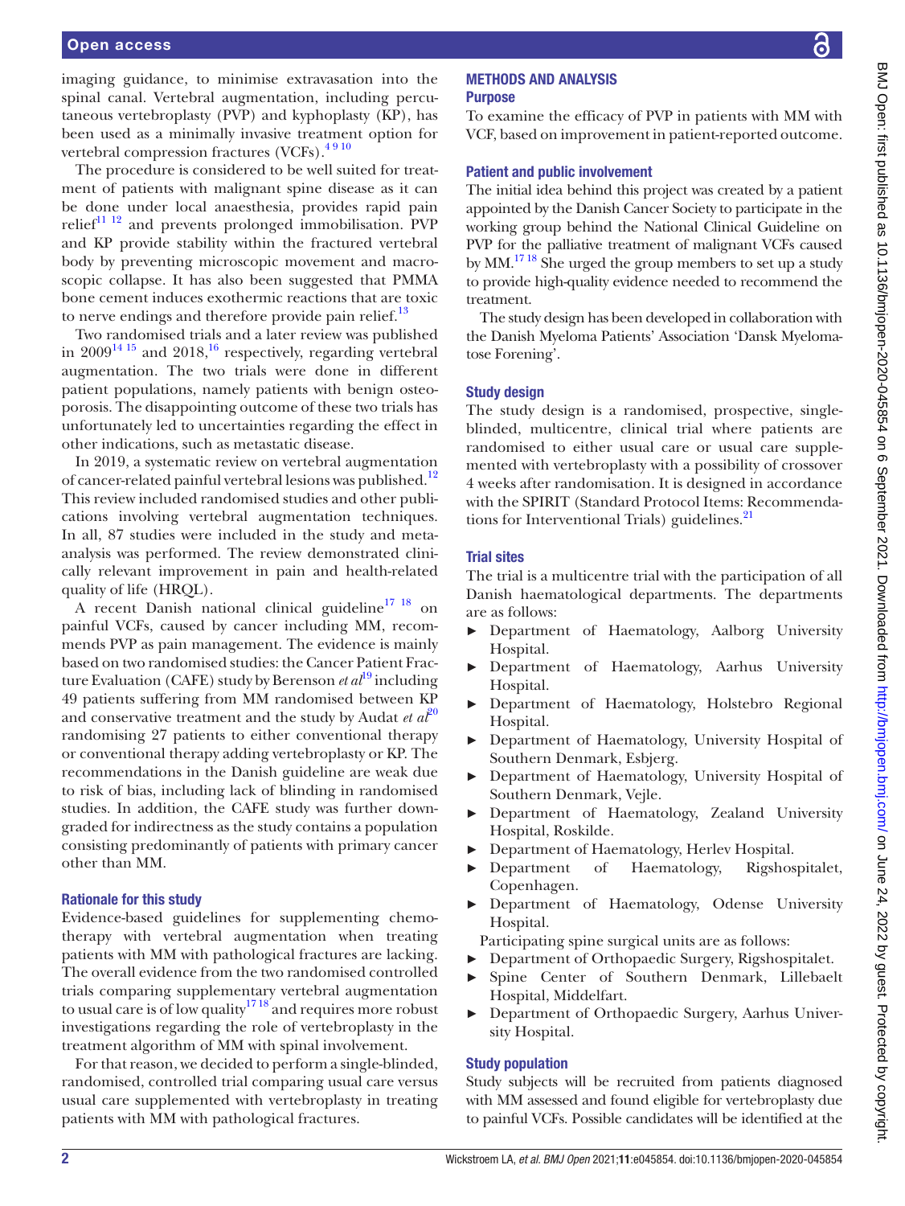imaging guidance, to minimise extravasation into the spinal canal. Vertebral augmentation, including percutaneous vertebroplasty (PVP) and kyphoplasty (KP), has been used as a minimally invasive treatment option for vertebral compression fractures (VCFs).[4 9 10]

The procedure is considered to be well suited for treatment of patients with malignant spine disease as it can be done under local anaesthesia, provides rapid pain relief[11 12] and prevents prolonged immobilisation. PVP and KP provide stability within the fractured vertebral body by preventing microscopic movement and macroscopic collapse. It has also been suggested that PMMA bone cement induces exothermic reactions that are toxic to nerve endings and therefore provide pain relief.[13]

Two randomised trials and a later review was published in 2009[14 15] and 2018,[16] respectively, regarding vertebral augmentation. The two trials were done in different patient populations, namely patients with benign osteoporosis. The disappointing outcome of these two trials has unfortunately led to uncertainties regarding the effect in other indications, such as metastatic disease.

In 2019, a systematic review on vertebral augmentation of cancer-related painful vertebral lesions was published.[12] This review included randomised studies and other publications involving vertebral augmentation techniques. In all, 87 studies were included in the study and meta-analysis was performed. The review demonstrated clinically relevant improvement in pain and health-related quality of life (HRQL).

A recent Danish national clinical guideline[17 18] on painful VCFs, caused by cancer including MM, recommends PVP as pain management. The evidence is mainly based on two randomised studies: the Cancer Patient Fracture Evaluation (CAFE) study by Berenson *et al*[19] including 49 patients suffering from MM randomised between KP and conservative treatment and the study by Audat *et al*[20] randomising 27 patients to either conventional therapy or conventional therapy adding vertebroplasty or KP. The recommendations in the Danish guideline are weak due to risk of bias, including lack of blinding in randomised studies. In addition, the CAFE study was further downgraded for indirectness as the study contains a population consisting predominantly of patients with primary cancer other than MM.

### Rationale for this study

Evidence-based guidelines for supplementing chemotherapy with vertebral augmentation when treating patients with MM with pathological fractures are lacking. The overall evidence from the two randomised controlled trials comparing supplementary vertebral augmentation to usual care is of low quality[17 18] and requires more robust investigations regarding the role of vertebroplasty in the treatment algorithm of MM with spinal involvement.

For that reason, we decided to perform a single-blinded, randomised, controlled trial comparing usual care versus usual care supplemented with vertebroplasty in treating patients with MM with pathological fractures.

## METHODS AND ANALYSIS

### Purpose

To examine the efficacy of PVP in patients with MM with VCF, based on improvement in patient-reported outcome.

### Patient and public involvement

The initial idea behind this project was created by a patient appointed by the Danish Cancer Society to participate in the working group behind the National Clinical Guideline on PVP for the palliative treatment of malignant VCFs caused by MM.[17 18] She urged the group members to set up a study to provide high-quality evidence needed to recommend the treatment.

The study design has been developed in collaboration with the Danish Myeloma Patients' Association 'Dansk Myelomatose Forening'.

### Study design

The study design is a randomised, prospective, single-blinded, multicentre, clinical trial where patients are randomised to either usual care or usual care supplemented with vertebroplasty with a possibility of crossover 4 weeks after randomisation. It is designed in accordance with the SPIRIT (Standard Protocol Items: Recommendations for Interventional Trials) guidelines.[21]

### Trial sites

The trial is a multicentre trial with the participation of all Danish haematological departments. The departments are as follows:

- Department of Haematology, Aalborg University Hospital.
- Department of Haematology, Aarhus University Hospital.
- Department of Haematology, Holstebro Regional Hospital.
- Department of Haematology, University Hospital of Southern Denmark, Esbjerg.
- Department of Haematology, University Hospital of Southern Denmark, Vejle.
- Department of Haematology, Zealand University Hospital, Roskilde.
- Department of Haematology, Herlev Hospital.
- Department of Haematology, Rigshospitalet, Copenhagen.
- Department of Haematology, Odense University Hospital.

Participating spine surgical units are as follows:

- Department of Orthopaedic Surgery, Rigshospitalet.
- Spine Center of Southern Denmark, Lillebaelt Hospital, Middelfart.
- Department of Orthopaedic Surgery, Aarhus University Hospital.

### Study population

Study subjects will be recruited from patients diagnosed with MM assessed and found eligible for vertebroplasty due to painful VCFs. Possible candidates will be identified at the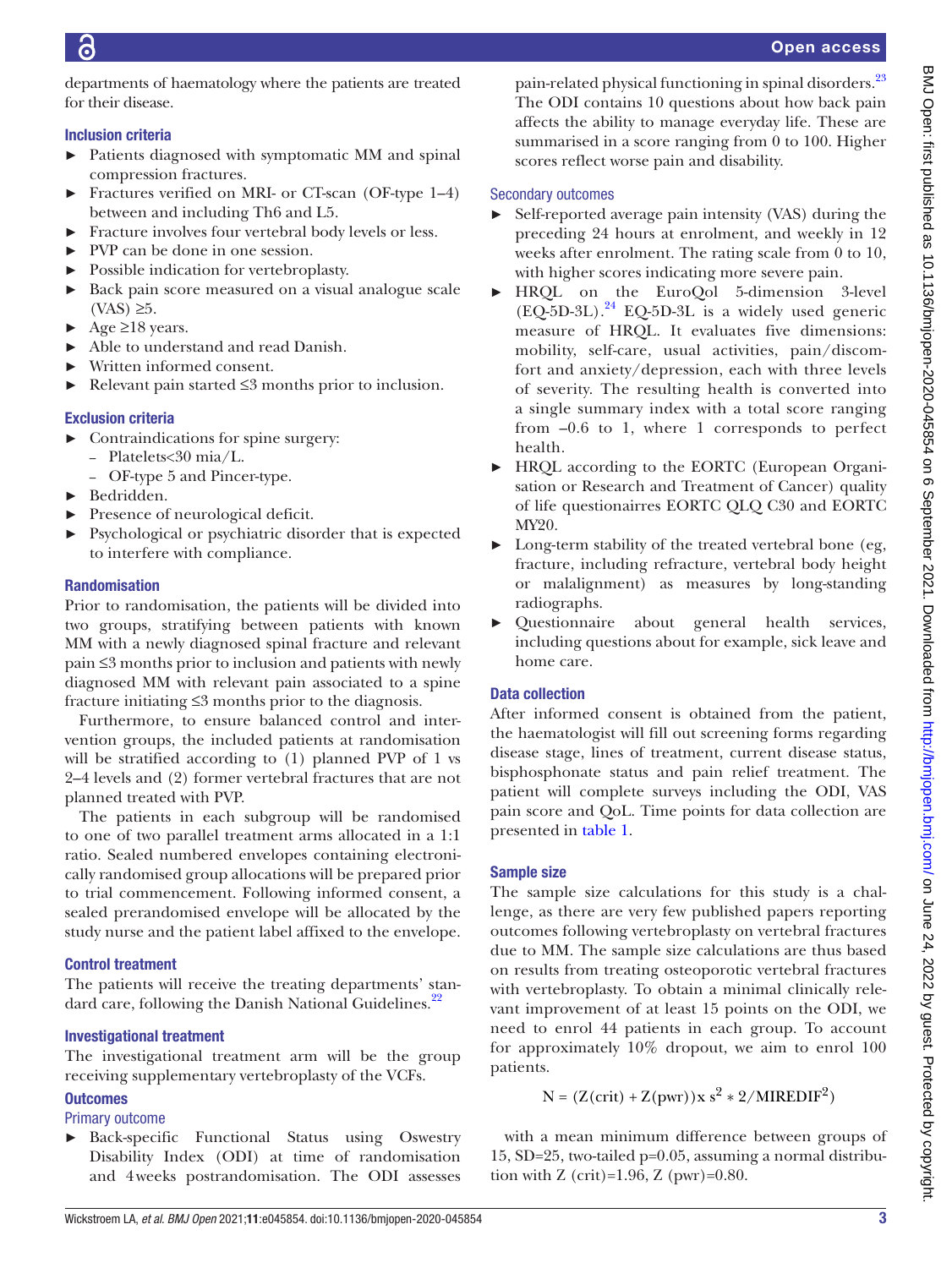departments of haematology where the patients are treated for their disease.

### Inclusion criteria

- Patients diagnosed with symptomatic MM and spinal compression fractures.
- Fractures verified on MRI- or CT-scan (OF-type 1–4) between and including Th6 and L5.
- Fracture involves four vertebral body levels or less.
- PVP can be done in one session.
- Possible indication for vertebroplasty.
- Back pain score measured on a visual analogue scale (VAS) ≥5.
- Age ≥18 years.
- Able to understand and read Danish.
- Written informed consent.
- Relevant pain started ≤3 months prior to inclusion.

### Exclusion criteria

- Contraindications for spine surgery:
  - Platelets<30 mia/L.
  - OF-type 5 and Pincer-type.
- Bedridden.
- Presence of neurological deficit.
- Psychological or psychiatric disorder that is expected to interfere with compliance.

### Randomisation

Prior to randomisation, the patients will be divided into two groups, stratifying between patients with known MM with a newly diagnosed spinal fracture and relevant pain ≤3 months prior to inclusion and patients with newly diagnosed MM with relevant pain associated to a spine fracture initiating ≤3 months prior to the diagnosis.

Furthermore, to ensure balanced control and intervention groups, the included patients at randomisation will be stratified according to (1) planned PVP of 1 vs 2–4 levels and (2) former vertebral fractures that are not planned treated with PVP.

The patients in each subgroup will be randomised to one of two parallel treatment arms allocated in a 1:1 ratio. Sealed numbered envelopes containing electronically randomised group allocations will be prepared prior to trial commencement. Following informed consent, a sealed prerandomised envelope will be allocated by the study nurse and the patient label affixed to the envelope.

### Control treatment

The patients will receive the treating departments' standard care, following the Danish National Guidelines.[22]

### Investigational treatment

The investigational treatment arm will be the group receiving supplementary vertebroplasty of the VCFs.

### Outcomes

#### Primary outcome

- Back-specific Functional Status using Oswestry Disability Index (ODI) at time of randomisation and 4weeks postrandomisation. The ODI assesses pain-related physical functioning in spinal disorders.[23] The ODI contains 10 questions about how back pain affects the ability to manage everyday life. These are summarised in a score ranging from 0 to 100. Higher scores reflect worse pain and disability.

#### Secondary outcomes

- Self-reported average pain intensity (VAS) during the preceding 24 hours at enrolment, and weekly in 12 weeks after enrolment. The rating scale from 0 to 10, with higher scores indicating more severe pain.
- HRQL on the EuroQol 5-dimension 3-level (EQ-5D-3L).[24] EQ-5D-3L is a widely used generic measure of HRQL. It evaluates five dimensions: mobility, self-care, usual activities, pain/discomfort and anxiety/depression, each with three levels of severity. The resulting health is converted into a single summary index with a total score ranging from –0.6 to 1, where 1 corresponds to perfect health.
- HRQL according to the EORTC (European Organisation or Research and Treatment of Cancer) quality of life questionairres EORTC QLQ C30 and EORTC MY20.
- Long-term stability of the treated vertebral bone (eg, fracture, including refracture, vertebral body height or malalignment) as measures by long-standing radiographs.
- Questionnaire about general health services, including questions about for example, sick leave and home care.

### Data collection

After informed consent is obtained from the patient, the haematologist will fill out screening forms regarding disease stage, lines of treatment, current disease status, bisphosphonate status and pain relief treatment. The patient will complete surveys including the ODI, VAS pain score and QoL. Time points for data collection are presented in table 1.

### Sample size

The sample size calculations for this study is a challenge, as there are very few published papers reporting outcomes following vertebroplasty on vertebral fractures due to MM. The sample size calculations are thus based on results from treating osteoporotic vertebral fractures with vertebroplasty. To obtain a minimal clinically relevant improvement of at least 15 points on the ODI, we need to enrol 44 patients in each group. To account for approximately 10% dropout, we aim to enrol 100 patients.

$$N = (Z(\text{crit}) + Z(\text{pwr})) \text{x } s^2 * 2/\text{MIREDIF}^2)$$

with a mean minimum difference between groups of 15, SD=25, two-tailed p=0.05, assuming a normal distribution with Z (crit)=1.96, Z (pwr)=0.80.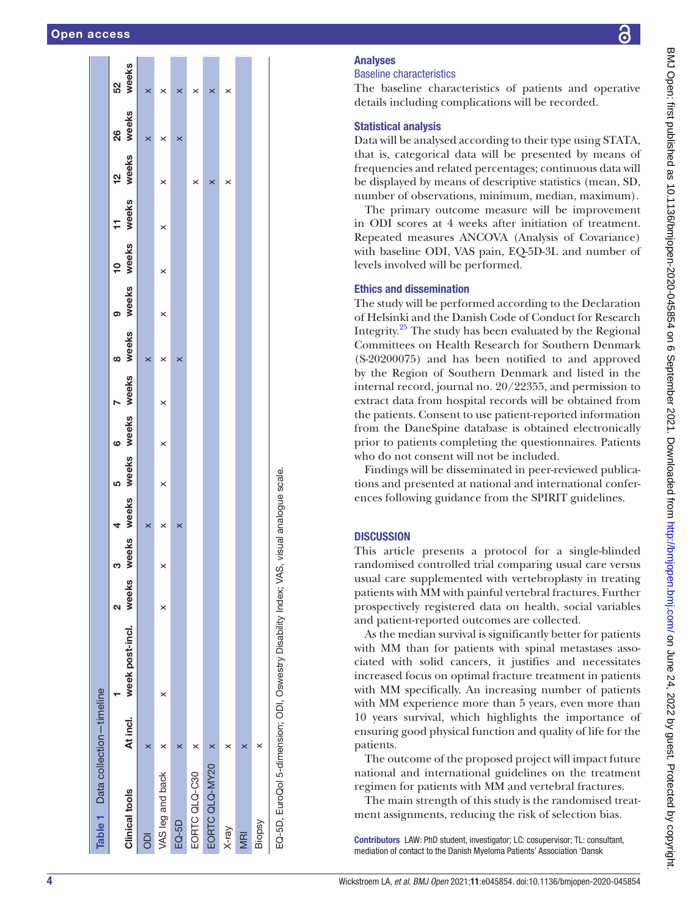**Table 1** Data collection—timeline

| Clinical tools | At incl. | 1 week post-incl. | 2 weeks | 3 weeks | 4 weeks | 5 weeks | 6 weeks | 7 weeks | 8 weeks | 9 weeks | 10 weeks | 11 weeks | 12 weeks | 26 weeks | 52 weeks |
|---|---|---|---|---|---|---|---|---|---|---|---|---|---|---|---|
| ODI | x | | | | x | | | | x | | | | | x | x |
| VAS leg and back | x | x | x | x | x | x | x | x | x | x | x | x | x | x | x |
| EQ-5D | x | | | | x | | | | x | | | | | x | x |
| EORTC QLQ-C30 | x | | | | | | | | | | | | x | | x |
| EORTC QLQ-MY20 | x | | | | | | | | | | | | x | | x |
| X-ray | x | | | | | | | | | | | | x | | x |
| MRI | x | | | | | | | | | | | | | | |
| Biopsy | x | | | | | | | | | | | | | | |

EQ-5D, EuroQol 5-dimension; ODI, Oswestry Disability Index; VAS, visual analogue scale.

## Analyses

### Baseline characteristics

The baseline characteristics of patients and operative details including complications will be recorded.

### Statistical analysis

Data will be analysed according to their type using STATA, that is, categorical data will be presented by means of frequencies and related percentages; continuous data will be displayed by means of descriptive statistics (mean, SD, number of observations, minimum, median, maximum).

The primary outcome measure will be improvement in ODI scores at 4 weeks after initiation of treatment. Repeated measures ANCOVA (Analysis of Covariance) with baseline ODI, VAS pain, EQ-5D-3L and number of levels involved will be performed.

### Ethics and dissemination

The study will be performed according to the Declaration of Helsinki and the Danish Code of Conduct for Research Integrity.[25] The study has been evaluated by the Regional Committees on Health Research for Southern Denmark (S-20200075) and has been notified to and approved by the Region of Southern Denmark and listed in the internal record, journal no. 20/22355, and permission to extract data from hospital records will be obtained from the patients. Consent to use patient-reported information from the DaneSpine database is obtained electronically prior to patients completing the questionnaires. Patients who do not consent will not be included.

Findings will be disseminated in peer-reviewed publications and presented at national and international conferences following guidance from the SPIRIT guidelines.

## DISCUSSION

This article presents a protocol for a single-blinded randomised controlled trial comparing usual care versus usual care supplemented with vertebroplasty in treating patients with MM with painful vertebral fractures. Further prospectively registered data on health, social variables and patient-reported outcomes are collected.

As the median survival is significantly better for patients with MM than for patients with spinal metastases associated with solid cancers, it justifies and necessitates increased focus on optimal fracture treatment in patients with MM specifically. An increasing number of patients with MM experience more than 5 years, even more than 10 years survival, which highlights the importance of ensuring good physical function and quality of life for the patients.

The outcome of the proposed project will impact future national and international guidelines on the treatment regimen for patients with MM and vertebral fractures.

The main strength of this study is the randomised treatment assignments, reducing the risk of selection bias.

**Contributors** LAW: PhD student, investigator; LC: cosupervisor; TL: consultant, mediation of contact to the Danish Myeloma Patients' Association 'Dansk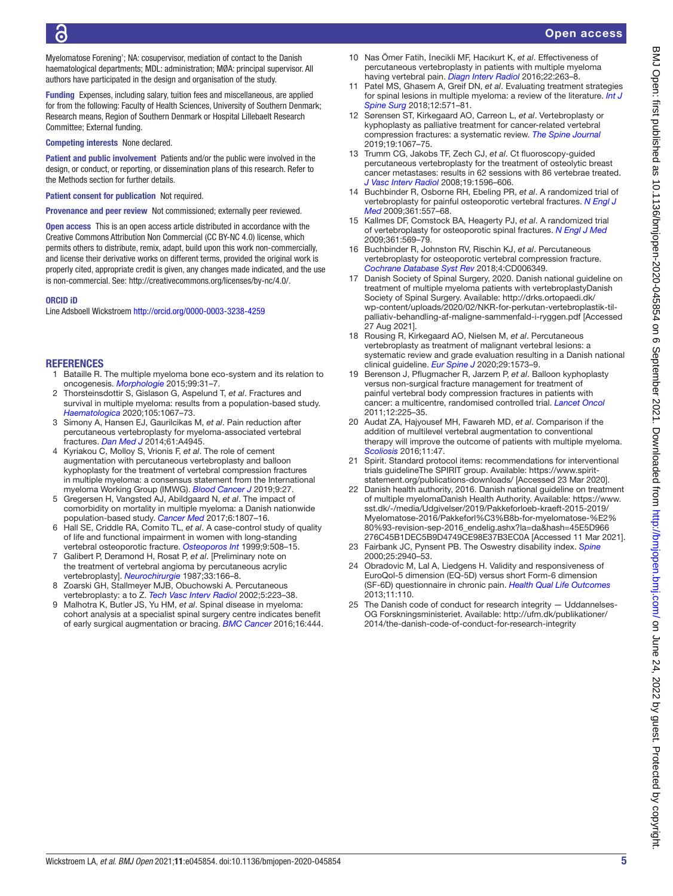Myelomatose Forening'; NA: cosupervisor, mediation of contact to the Danish haematological departments; MDL: administration; MØA: principal supervisor. All authors have participated in the design and organisation of the study.

**Funding** Expenses, including salary, tuition fees and miscellaneous, are applied for from the following: Faculty of Health Sciences, University of Southern Denmark; Research means, Region of Southern Denmark or Hospital Lillebaelt Research Committee; External funding.

**Competing interests** None declared.

**Patient and public involvement** Patients and/or the public were involved in the design, or conduct, or reporting, or dissemination plans of this research. Refer to the Methods section for further details.

**Patient consent for publication** Not required.

**Provenance and peer review** Not commissioned; externally peer reviewed.

**Open access** This is an open access article distributed in accordance with the Creative Commons Attribution Non Commercial (CC BY-NC 4.0) license, which permits others to distribute, remix, adapt, build upon this work non-commercially, and license their derivative works on different terms, provided the original work is properly cited, appropriate credit is given, any changes made indicated, and the use is non-commercial. See: http://creativecommons.org/licenses/by-nc/4.0/.

**ORCID iD**

Line Adsboell Wickstroem http://orcid.org/0000-0003-3238-4259

## REFERENCES

1. Bataille R. The multiple myeloma bone eco-system and its relation to oncogenesis. *Morphologie* 2015;99:31–7.
2. Thorsteinsdottir S, Gislason G, Aspelund T, *et al*. Fractures and survival in multiple myeloma: results from a population-based study. *Haematologica* 2020;105:1067–73.
3. Simony A, Hansen EJ, Gaurilcikas M, *et al*. Pain reduction after percutaneous vertebroplasty for myeloma-associated vertebral fractures. *Dan Med J* 2014;61:A4945.
4. Kyriakou C, Molloy S, Vrionis F, *et al*. The role of cement augmentation with percutaneous vertebroplasty and balloon kyphoplasty for the treatment of vertebral compression fractures in multiple myeloma: a consensus statement from the International myeloma Working Group (IMWG). *Blood Cancer J* 2019;9:27.
5. Gregersen H, Vangsted AJ, Abildgaard N, *et al*. The impact of comorbidity on mortality in multiple myeloma: a Danish nationwide population-based study. *Cancer Med* 2017;6:1807–16.
6. Hall SE, Criddle RA, Comito TL, *et al*. A case-control study of quality of life and functional impairment in women with long-standing vertebral osteoporotic fracture. *Osteoporos Int* 1999;9:508–15.
7. Galibert P, Deramond H, Rosat P, *et al*. [Preliminary note on the treatment of vertebral angioma by percutaneous acrylic vertebroplasty]. *Neurochirurgie* 1987;33:166–8.
8. Zoarski GH, Stallmeyer MJB, Obuchowski A. Percutaneous vertebroplasty: a to Z. *Tech Vasc Interv Radiol* 2002;5:223–38.
9. Malhotra K, Butler JS, Yu HM, *et al*. Spinal disease in myeloma: cohort analysis at a specialist spinal surgery centre indicates benefit of early surgical augmentation or bracing. *BMC Cancer* 2016;16:444.
10. Nas Ömer Fatih, İnecikli MF, Hacıkurt K, *et al*. Effectiveness of percutaneous vertebroplasty in patients with multiple myeloma having vertebral pain. *Diagn Interv Radiol* 2016;22:263–8.
11. Patel MS, Ghasem A, Greif DN, *et al*. Evaluating treatment strategies for spinal lesions in multiple myeloma: a review of the literature. *Int J Spine Surg* 2018;12:571–81.
12. Sørensen ST, Kirkegaard AO, Carreon L, *et al*. Vertebroplasty or kyphoplasty as palliative treatment for cancer-related vertebral compression fractures: a systematic review. *The Spine Journal* 2019;19:1067–75.
13. Trumm CG, Jakobs TF, Zech CJ, *et al*. Ct fluoroscopy-guided percutaneous vertebroplasty for the treatment of osteolytic breast cancer metastases: results in 62 sessions with 86 vertebrae treated. *J Vasc Interv Radiol* 2008;19:1596–606.
14. Buchbinder R, Osborne RH, Ebeling PR, *et al*. A randomized trial of vertebroplasty for painful osteoporotic vertebral fractures. *N Engl J Med* 2009;361:557–68.
15. Kallmes DF, Comstock BA, Heagerty PJ, *et al*. A randomized trial of vertebroplasty for osteoporotic spinal fractures. *N Engl J Med* 2009;361:569–79.
16. Buchbinder R, Johnston RV, Rischin KJ, *et al*. Percutaneous vertebroplasty for osteoporotic vertebral compression fracture. *Cochrane Database Syst Rev* 2018;4:CD006349.
17. Danish Society of Spinal Surgery, 2020. Danish national guideline on treatment of multiple myeloma patients with vertebroplastyDanish Society of Spinal Surgery. Available: http://drks.ortopaedi.dk/wp-content/uploads/2020/02/NKR-for-perkutan-vertebroplastik-til-palliativ-behandling-af-maligne-sammenfald-i-ryggen.pdf [Accessed 27 Aug 2021].
18. Rousing R, Kirkegaard AO, Nielsen M, *et al*. Percutaneous vertebroplasty as treatment of malignant vertebral lesions: a systematic review and grade evaluation resulting in a Danish national clinical guideline. *Eur Spine J* 2020;29:1573–9.
19. Berenson J, Pflugmacher R, Jarzem P, *et al*. Balloon kyphoplasty versus non-surgical fracture management for treatment of painful vertebral body compression fractures in patients with cancer: a multicentre, randomised controlled trial. *Lancet Oncol* 2011;12:225–35.
20. Audat ZA, Hajyousef MH, Fawareh MD, *et al*. Comparison if the addition of multilevel vertebral augmentation to conventional therapy will improve the outcome of patients with multiple myeloma. *Scoliosis* 2016;11:47.
21. Spirit. Standard protocol items: recommendations for interventional trials guidelineThe SPIRIT group. Available: https://www.spirit-statement.org/publications-downloads/ [Accessed 23 Mar 2020].
22. Danish health authority, 2016. Danish national guideline on treatment of multiple myelomaDanish Health Authority. Available: https://www.sst.dk/-/media/Udgivelser/2019/Pakkeforloeb-kraeft-2015-2019/Myelomatose-2016/Pakkeforl%C3%B8b-for-myelomatose-%E2%80%93-revision-sep-2016_endelig.ashx?la=da&hash=45E5D966276C45B1DEC5B9D4749CE98E37B3EC0A [Accessed 11 Mar 2021].
23. Fairbank JC, Pynsent PB. The Oswestry disability index. *Spine* 2000;25:2940–53.
24. Obradovic M, Lal A, Liedgens H. Validity and responsiveness of EuroQol-5 dimension (EQ-5D) versus short Form-6 dimension (SF-6D) questionnaire in chronic pain. *Health Qual Life Outcomes* 2013;11:110.
25. The Danish code of conduct for research integrity — Uddannelses-OG Forskningsministeriet. Available: http://ufm.dk/publikationer/2014/the-danish-code-of-conduct-for-research-integrity